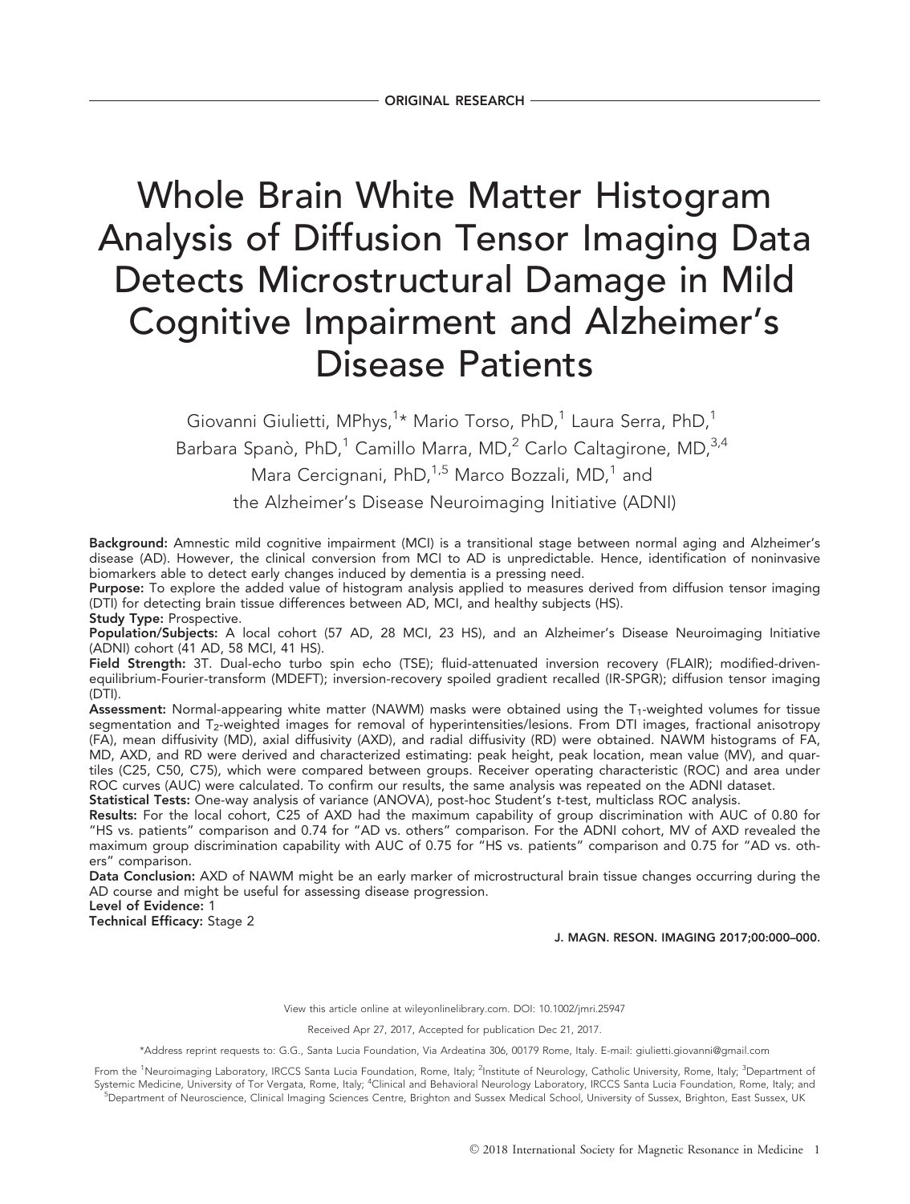ORIGINAL RESEARCH

# Whole Brain White Matter Histogram Analysis of Diffusion Tensor Imaging Data Detects Microstructural Damage in Mild Cognitive Impairment and Alzheimer's Disease Patients

Giovanni Giulietti, MPhys,[1]* Mario Torso, PhD,[1] Laura Serra, PhD,[1] Barbara Spanò, PhD,[1] Camillo Marra, MD,[2] Carlo Caltagirone, MD,[3,4] Mara Cercignani, PhD,[1,5] Marco Bozzali, MD,[1] and the Alzheimer's Disease Neuroimaging Initiative (ADNI)

**Background:** Amnestic mild cognitive impairment (MCI) is a transitional stage between normal aging and Alzheimer's disease (AD). However, the clinical conversion from MCI to AD is unpredictable. Hence, identification of noninvasive biomarkers able to detect early changes induced by dementia is a pressing need.

**Purpose:** To explore the added value of histogram analysis applied to measures derived from diffusion tensor imaging (DTI) for detecting brain tissue differences between AD, MCI, and healthy subjects (HS).

**Study Type:** Prospective.

**Population/Subjects:** A local cohort (57 AD, 28 MCI, 23 HS), and an Alzheimer's Disease Neuroimaging Initiative (ADNI) cohort (41 AD, 58 MCI, 41 HS).

**Field Strength:** 3T. Dual-echo turbo spin echo (TSE); fluid-attenuated inversion recovery (FLAIR); modified-driven-equilibrium-Fourier-transform (MDEFT); inversion-recovery spoiled gradient recalled (IR-SPGR); diffusion tensor imaging (DTI).

**Assessment:** Normal-appearing white matter (NAWM) masks were obtained using the $T_1$-weighted volumes for tissue segmentation and $T_2$-weighted images for removal of hyperintensities/lesions. From DTI images, fractional anisotropy (FA), mean diffusivity (MD), axial diffusivity (AXD), and radial diffusivity (RD) were obtained. NAWM histograms of FA, MD, AXD, and RD were derived and characterized estimating: peak height, peak location, mean value (MV), and quartiles (C25, C50, C75), which were compared between groups. Receiver operating characteristic (ROC) and area under ROC curves (AUC) were calculated. To confirm our results, the same analysis was repeated on the ADNI dataset.

**Statistical Tests:** One-way analysis of variance (ANOVA), post-hoc Student's *t*-test, multiclass ROC analysis.

**Results:** For the local cohort, C25 of AXD had the maximum capability of group discrimination with AUC of 0.80 for "HS vs. patients" comparison and 0.74 for "AD vs. others" comparison. For the ADNI cohort, MV of AXD revealed the maximum group discrimination capability with AUC of 0.75 for "HS vs. patients" comparison and 0.75 for "AD vs. others" comparison.

**Data Conclusion:** AXD of NAWM might be an early marker of microstructural brain tissue changes occurring during the AD course and might be useful for assessing disease progression.

**Level of Evidence:** 1

**Technical Efficacy:** Stage 2

View this article online at wileyonlinelibrary.com. DOI: 10.1002/jmri.25947

Received Apr 27, 2017, Accepted for publication Dec 21, 2017.

*Address reprint requests to: G.G., Santa Lucia Foundation, Via Ardeatina 306, 00179 Rome, Italy. E-mail: giulietti.giovanni@gmail.com

From the [1]Neuroimaging Laboratory, IRCCS Santa Lucia Foundation, Rome, Italy; [2]Institute of Neurology, Catholic University, Rome, Italy; [3]Department of Systemic Medicine, University of Tor Vergata, Rome, Italy; [4]Clinical and Behavioral Neurology Laboratory, IRCCS Santa Lucia Foundation, Rome, Italy; and [5]Department of Neuroscience, Clinical Imaging Sciences Centre, Brighton and Sussex Medical School, University of Sussex, Brighton, East Sussex, UK

© 2018 International Society for Magnetic Resonance in Medicine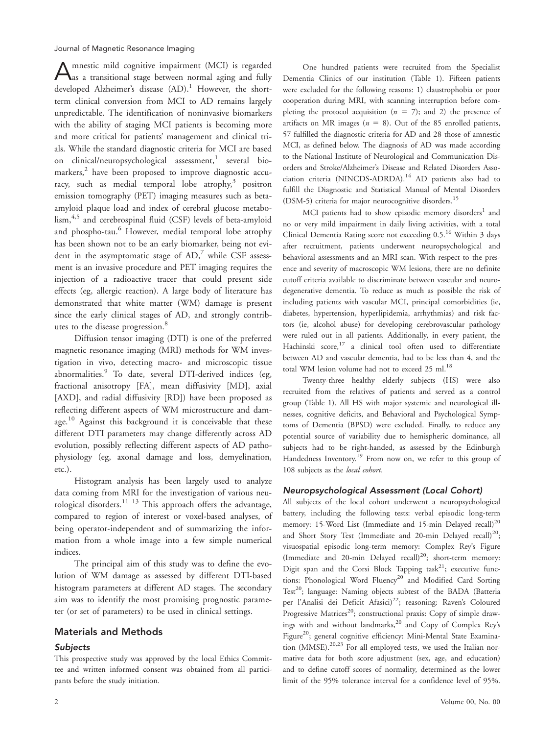Amnestic mild cognitive impairment (MCI) is regarded as a transitional stage between normal aging and fully developed Alzheimer's disease (AD).[1] However, the short-term clinical conversion from MCI to AD remains largely unpredictable. The identification of noninvasive biomarkers with the ability of staging MCI patients is becoming more and more critical for patients' management and clinical trials. While the standard diagnostic criteria for MCI are based on clinical/neuropsychological assessment,[1] several biomarkers,[2] have been proposed to improve diagnostic accuracy, such as medial temporal lobe atrophy,[3] positron emission tomography (PET) imaging measures such as beta-amyloid plaque load and index of cerebral glucose metabolism,[4,5] and cerebrospinal fluid (CSF) levels of beta-amyloid and phospho-tau.[6] However, medial temporal lobe atrophy has been shown not to be an early biomarker, being not evident in the asymptomatic stage of AD,[7] while CSF assessment is an invasive procedure and PET imaging requires the injection of a radioactive tracer that could present side effects (eg, allergic reaction). A large body of literature has demonstrated that white matter (WM) damage is present since the early clinical stages of AD, and strongly contributes to the disease progression.[8]

Diffusion tensor imaging (DTI) is one of the preferred magnetic resonance imaging (MRI) methods for WM investigation in vivo, detecting macro- and microscopic tissue abnormalities.[9] To date, several DTI-derived indices (eg, fractional anisotropy [FA], mean diffusivity [MD], axial [AXD], and radial diffusivity [RD]) have been proposed as reflecting different aspects of WM microstructure and damage.[10] Against this background it is conceivable that these different DTI parameters may change differently across AD evolution, possibly reflecting different aspects of AD pathophysiology (eg, axonal damage and loss, demyelination, etc.).

Histogram analysis has been largely used to analyze data coming from MRI for the investigation of various neurological disorders.[11–13] This approach offers the advantage, compared to region of interest or voxel-based analyses, of being operator-independent and of summarizing the information from a whole image into a few simple numerical indices.

The principal aim of this study was to define the evolution of WM damage as assessed by different DTI-based histogram parameters at different AD stages. The secondary aim was to identify the most promising prognostic parameter (or set of parameters) to be used in clinical settings.

## Materials and Methods

### Subjects

This prospective study was approved by the local Ethics Committee and written informed consent was obtained from all participants before the study initiation.

One hundred patients were recruited from the Specialist Dementia Clinics of our institution (Table 1). Fifteen patients were excluded for the following reasons: 1) claustrophobia or poor cooperation during MRI, with scanning interruption before completing the protocol acquisition ($n = 7$); and 2) the presence of artifacts on MR images ($n = 8$). Out of the 85 enrolled patients, 57 fulfilled the diagnostic criteria for AD and 28 those of amnestic MCI, as defined below. The diagnosis of AD was made according to the National Institute of Neurological and Communication Disorders and Stroke/Alzheimer's Disease and Related Disorders Association criteria (NINCDS-ADRDA).[14] AD patients also had to fulfill the Diagnostic and Statistical Manual of Mental Disorders (DSM-5) criteria for major neurocognitive disorders.[15]

MCI patients had to show episodic memory disorders[1] and no or very mild impairment in daily living activities, with a total Clinical Dementia Rating score not exceeding 0.5.[16] Within 3 days after recruitment, patients underwent neuropsychological and behavioral assessments and an MRI scan. With respect to the presence and severity of macroscopic WM lesions, there are no definite cutoff criteria available to discriminate between vascular and neurodegenerative dementia. To reduce as much as possible the risk of including patients with vascular MCI, principal comorbidities (ie, diabetes, hypertension, hyperlipidemia, arrhythmias) and risk factors (ie, alcohol abuse) for developing cerebrovascular pathology were ruled out in all patients. Additionally, in every patient, the Hachinski score,[17] a clinical tool often used to differentiate between AD and vascular dementia, had to be less than 4, and the total WM lesion volume had not to exceed 25 ml.[18]

Twenty-three healthy elderly subjects (HS) were also recruited from the relatives of patients and served as a control group (Table 1). All HS with major systemic and neurological illnesses, cognitive deficits, and Behavioral and Psychological Symptoms of Dementia (BPSD) were excluded. Finally, to reduce any potential source of variability due to hemispheric dominance, all subjects had to be right-handed, as assessed by the Edinburgh Handedness Inventory.[19] From now on, we refer to this group of 108 subjects as the *local cohort*.

### Neuropsychological Assessment (Local Cohort)

All subjects of the local cohort underwent a neuropsychological battery, including the following tests: verbal episodic long-term memory: 15-Word List (Immediate and 15-min Delayed recall)[20] and Short Story Test (Immediate and 20-min Delayed recall)[20]; visuospatial episodic long-term memory: Complex Rey's Figure (Immediate and 20-min Delayed recall)[20]; short-term memory: Digit span and the Corsi Block Tapping task[21]; executive functions: Phonological Word Fluency[20] and Modified Card Sorting Test[20]; language: Naming objects subtest of the BADA (Batteria per l'Analisi dei Deficit Afasici)[22]; reasoning: Raven's Coloured Progressive Matrices[20]; constructional praxis: Copy of simple drawings with and without landmarks,[20] and Copy of Complex Rey's Figure[20]; general cognitive efficiency: Mini-Mental State Examination (MMSE).[20,23] For all employed tests, we used the Italian normative data for both score adjustment (sex, age, and education) and to define cutoff scores of normality, determined as the lower limit of the 95% tolerance interval for a confidence level of 95%.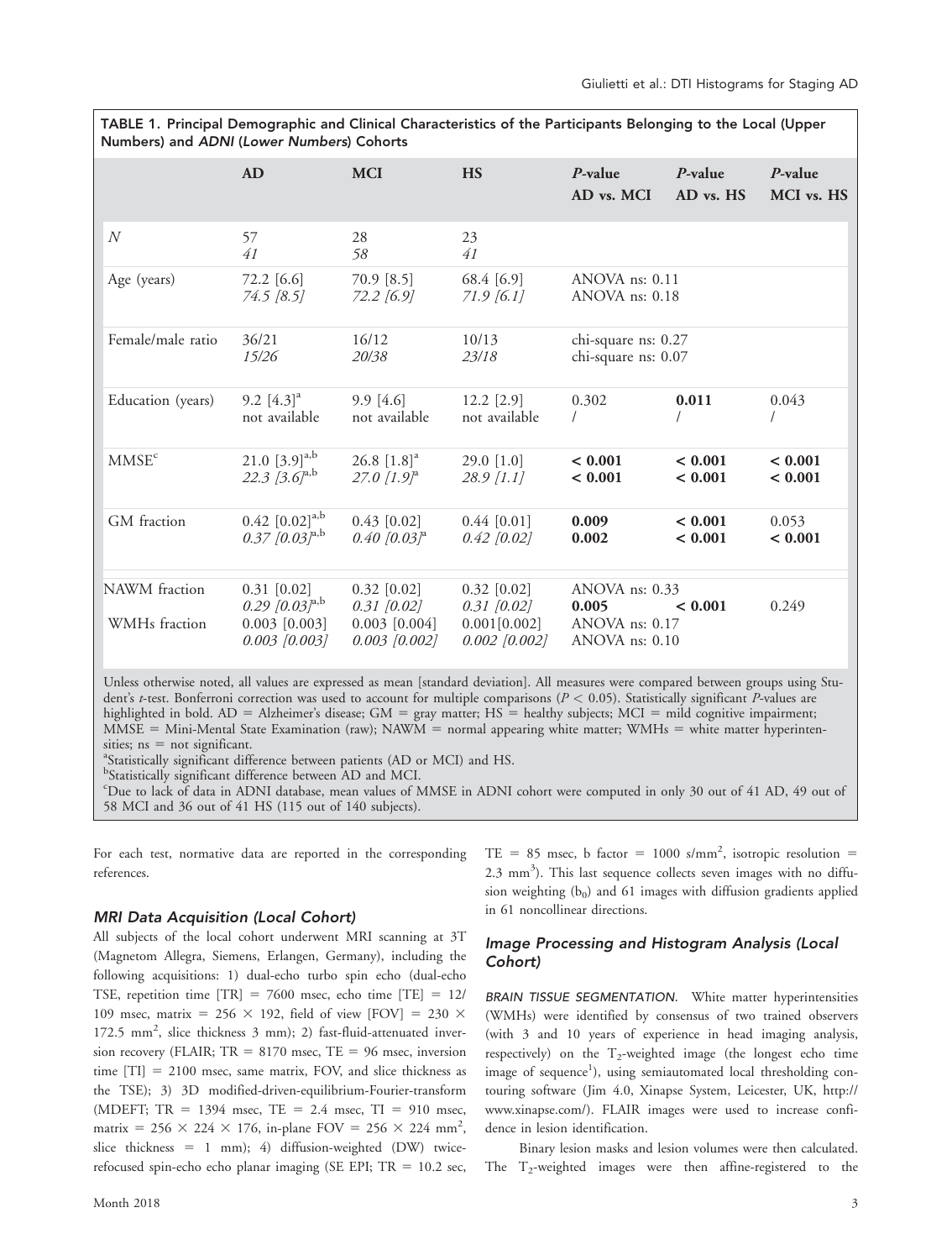TABLE 1. Principal Demographic and Clinical Characteristics of the Participants Belonging to the Local (Upper Numbers) and *ADNI* (*Lower Numbers*) Cohorts

| | AD | MCI | HS | *P*-value AD vs. MCI | *P*-value AD vs. HS | *P*-value MCI vs. HS |
|---|---|---|---|---|---|---|
| *N* | 57<br>*41* | 28<br>*58* | 23<br>*41* | | | |
| Age (years) | 72.2 [6.6]<br>*74.5 [8.5]* | 70.9 [8.5]<br>*72.2 [6.9]* | 68.4 [6.9]<br>*71.9 [6.1]* | ANOVA ns: 0.11<br>ANOVA ns: 0.18 | | |
| Female/male ratio | 36/21<br>*15/26* | 16/12<br>*20/38* | 10/13<br>*23/18* | chi-square ns: 0.27<br>chi-square ns: 0.07 | | |
| Education (years) | 9.2 [4.3][a]<br>not available | 9.9 [4.6]<br>not available | 12.2 [2.9]<br>not available | 0.302<br>/ | **0.011**<br>/ | 0.043<br>/ |
| MMSE[c] | 21.0 [3.9][a,b]<br>*22.3 [3.6]*[a,b] | 26.8 [1.8][a]<br>*27.0 [1.9]*[a] | 29.0 [1.0]<br>*28.9 [1.1]* | **< 0.001**<br>**< 0.001** | **< 0.001**<br>**< 0.001** | **< 0.001**<br>**< 0.001** |
| GM fraction | 0.42 [0.02][a,b]<br>*0.37 [0.03]*[a,b] | 0.43 [0.02]<br>*0.40 [0.03]*[a] | 0.44 [0.01]<br>*0.42 [0.02]* | **0.009**<br>**0.002** | **< 0.001**<br>**< 0.001** | 0.053<br>**< 0.001** |
| NAWM fraction | 0.31 [0.02]<br>*0.29 [0.03]*[a,b] | 0.32 [0.02]<br>*0.31 [0.02]* | 0.32 [0.02]<br>*0.31 [0.02]* | ANOVA ns: 0.33<br>**0.005** | <br>**< 0.001** | <br>0.249 |
| WMHs fraction | 0.003 [0.003]<br>*0.003 [0.003]* | 0.003 [0.004]<br>*0.003 [0.002]* | 0.001[0.002]<br>*0.002 [0.002]* | ANOVA ns: 0.17<br>ANOVA ns: 0.10 | | |

Unless otherwise noted, all values are expressed as mean [standard deviation]. All measures were compared between groups using Student's *t*-test. Bonferroni correction was used to account for multiple comparisons ($P < 0.05$). Statistically significant *P*-values are highlighted in bold. AD = Alzheimer's disease; GM = gray matter; HS = healthy subjects; MCI = mild cognitive impairment; MMSE = Mini-Mental State Examination (raw); NAWM = normal appearing white matter; WMHs = white matter hyperintensities; ns = not significant.

[a]Statistically significant difference between patients (AD or MCI) and HS.

[b]Statistically significant difference between AD and MCI.

[c]Due to lack of data in ADNI database, mean values of MMSE in ADNI cohort were computed in only 30 out of 41 AD, 49 out of 58 MCI and 36 out of 41 HS (115 out of 140 subjects).

For each test, normative data are reported in the corresponding references.

### *MRI Data Acquisition (Local Cohort)*

All subjects of the local cohort underwent MRI scanning at 3T (Magnetom Allegra, Siemens, Erlangen, Germany), including the following acquisitions: 1) dual-echo turbo spin echo (dual-echo TSE, repetition time [TR] = 7600 msec, echo time [TE] = 12/109 msec, matrix = 256 × 192, field of view [FOV] = 230 × 172.5 mm$^2$, slice thickness 3 mm); 2) fast-fluid-attenuated inversion recovery (FLAIR; TR = 8170 msec, TE = 96 msec, inversion time [TI] = 2100 msec, same matrix, FOV, and slice thickness as the TSE); 3) 3D modified-driven-equilibrium-Fourier-transform (MDEFT; TR = 1394 msec, TE = 2.4 msec, TI = 910 msec, matrix = 256 × 224 × 176, in-plane FOV = 256 × 224 mm$^2$, slice thickness = 1 mm); 4) diffusion-weighted (DW) twice-refocused spin-echo echo planar imaging (SE EPI; TR = 10.2 sec, TE = 85 msec, b factor = 1000 s/mm$^2$, isotropic resolution = 2.3 mm$^3$). This last sequence collects seven images with no diffusion weighting ($b_0$) and 61 images with diffusion gradients applied in 61 noncollinear directions.

### *Image Processing and Histogram Analysis (Local Cohort)*

BRAIN TISSUE SEGMENTATION. White matter hyperintensities (WMHs) were identified by consensus of two trained observers (with 3 and 10 years of experience in head imaging analysis, respectively) on the $T_2$-weighted image (the longest echo time image of sequence[1]), using semiautomated local thresholding contouring software (Jim 4.0, Xinapse System, Leicester, UK, http://www.xinapse.com/). FLAIR images were used to increase confidence in lesion identification.

Binary lesion masks and lesion volumes were then calculated. The $T_2$-weighted images were then affine-registered to the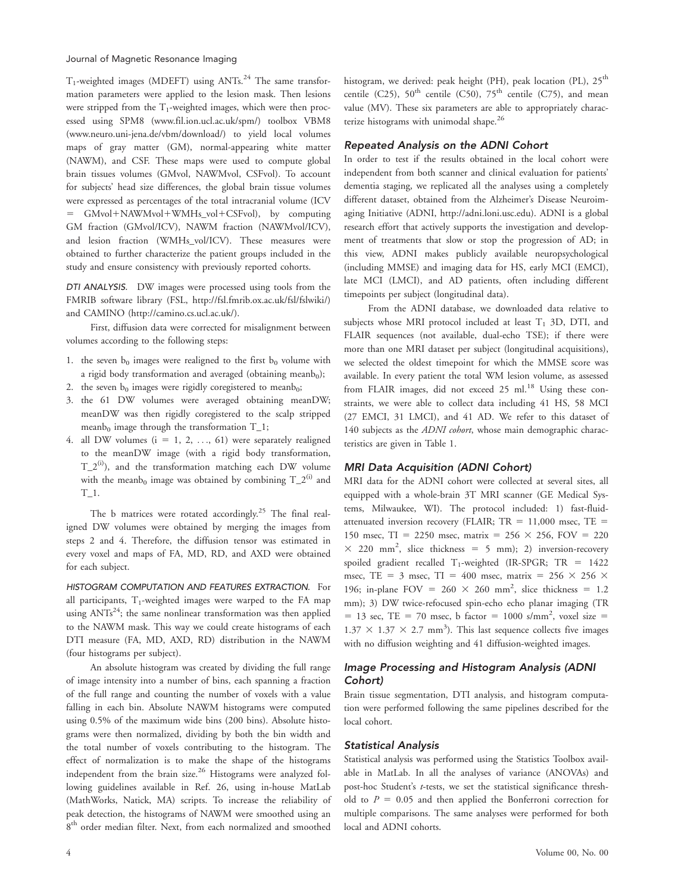$T_1$-weighted images (MDEFT) using ANTs.[24] The same transformation parameters were applied to the lesion mask. Then lesions were stripped from the $T_1$-weighted images, which were then processed using SPM8 (www.fil.ion.ucl.ac.uk/spm/) toolbox VBM8 (www.neuro.uni-jena.de/vbm/download/) to yield local volumes maps of gray matter (GM), normal-appearing white matter (NAWM), and CSF. These maps were used to compute global brain tissues volumes (GMvol, NAWMvol, CSFvol). To account for subjects' head size differences, the global brain tissue volumes were expressed as percentages of the total intracranial volume (ICV = GMvol+NAWMvol+WMHs_vol+CSFvol), by computing GM fraction (GMvol/ICV), NAWM fraction (NAWMvol/ICV), and lesion fraction (WMHs_vol/ICV). These measures were obtained to further characterize the patient groups included in the study and ensure consistency with previously reported cohorts.

*DTI ANALYSIS.* DW images were processed using tools from the FMRIB software library (FSL, http://fsl.fmrib.ox.ac.uk/fsl/fslwiki/) and CAMINO (http://camino.cs.ucl.ac.uk/).

First, diffusion data were corrected for misalignment between volumes according to the following steps:

1. the seven $b_0$ images were realigned to the first $b_0$ volume with a rigid body transformation and averaged (obtaining mean$b_0$);
2. the seven $b_0$ images were rigidly coregistered to mean$b_0$;
3. the 61 DW volumes were averaged obtaining meanDW; meanDW was then rigidly coregistered to the scalp stripped mean$b_0$ image through the transformation T_1;
4. all DW volumes ($i = 1, 2, \ldots, 61$) were separately realigned to the meanDW image (with a rigid body transformation, $T\_2^{(i)}$), and the transformation matching each DW volume with the mean$b_0$ image was obtained by combining $T\_2^{(i)}$ and T_1.

The b matrices were rotated accordingly.[25] The final realigned DW volumes were obtained by merging the images from steps 2 and 4. Therefore, the diffusion tensor was estimated in every voxel and maps of FA, MD, RD, and AXD were obtained for each subject.

*HISTOGRAM COMPUTATION AND FEATURES EXTRACTION.* For all participants, $T_1$-weighted images were warped to the FA map using ANTs[24]; the same nonlinear transformation was then applied to the NAWM mask. This way we could create histograms of each DTI measure (FA, MD, AXD, RD) distribution in the NAWM (four histograms per subject).

An absolute histogram was created by dividing the full range of image intensity into a number of bins, each spanning a fraction of the full range and counting the number of voxels with a value falling in each bin. Absolute NAWM histograms were computed using 0.5% of the maximum wide bins (200 bins). Absolute histograms were then normalized, dividing by both the bin width and the total number of voxels contributing to the histogram. The effect of normalization is to make the shape of the histograms independent from the brain size.[26] Histograms were analyzed following guidelines available in Ref. 26, using in-house MatLab (MathWorks, Natick, MA) scripts. To increase the reliability of peak detection, the histograms of NAWM were smoothed using an $8^{th}$ order median filter. Next, from each normalized and smoothed histogram, we derived: peak height (PH), peak location (PL), $25^{th}$ centile (C25), $50^{th}$ centile (C50), $75^{th}$ centile (C75), and mean value (MV). These six parameters are able to appropriately characterize histograms with unimodal shape.[26]

### Repeated Analysis on the ADNI Cohort

In order to test if the results obtained in the local cohort were independent from both scanner and clinical evaluation for patients' dementia staging, we replicated all the analyses using a completely different dataset, obtained from the Alzheimer's Disease Neuroimaging Initiative (ADNI, http://adni.loni.usc.edu). ADNI is a global research effort that actively supports the investigation and development of treatments that slow or stop the progression of AD; in this view, ADNI makes publicly available neuropsychological (including MMSE) and imaging data for HS, early MCI (EMCI), late MCI (LMCI), and AD patients, often including different timepoints per subject (longitudinal data).

From the ADNI database, we downloaded data relative to subjects whose MRI protocol included at least $T_1$ 3D, DTI, and FLAIR sequences (not available, dual-echo TSE); if there were more than one MRI dataset per subject (longitudinal acquisitions), we selected the oldest timepoint for which the MMSE score was available. In every patient the total WM lesion volume, as assessed from FLAIR images, did not exceed 25 ml.[18] Using these constraints, we were able to collect data including 41 HS, 58 MCI (27 EMCI, 31 LMCI), and 41 AD. We refer to this dataset of 140 subjects as the *ADNI cohort*, whose main demographic characteristics are given in Table 1.

### MRI Data Acquisition (ADNI Cohort)

MRI data for the ADNI cohort were collected at several sites, all equipped with a whole-brain 3T MRI scanner (GE Medical Systems, Milwaukee, WI). The protocol included: 1) fast-fluid-attenuated inversion recovery (FLAIR; TR = 11,000 msec, TE = 150 msec, TI = 2250 msec, matrix = 256 × 256, FOV = 220 × 220 mm$^2$, slice thickness = 5 mm); 2) inversion-recovery spoiled gradient recalled $T_1$-weighted (IR-SPGR; TR = 1422 msec, TE = 3 msec, TI = 400 msec, matrix = 256 × 256 × 196; in-plane FOV = 260 × 260 mm$^2$, slice thickness = 1.2 mm); 3) DW twice-refocused spin-echo echo planar imaging (TR = 13 sec, TE = 70 msec, b factor = 1000 s/mm$^2$, voxel size = 1.37 × 1.37 × 2.7 mm$^3$). This last sequence collects five images with no diffusion weighting and 41 diffusion-weighted images.

### Image Processing and Histogram Analysis (ADNI Cohort)

Brain tissue segmentation, DTI analysis, and histogram computation were performed following the same pipelines described for the local cohort.

### Statistical Analysis

Statistical analysis was performed using the Statistics Toolbox available in MatLab. In all the analyses of variance (ANOVAs) and post-hoc Student's *t*-tests, we set the statistical significance threshold to $P = 0.05$ and then applied the Bonferroni correction for multiple comparisons. The same analyses were performed for both local and ADNI cohorts.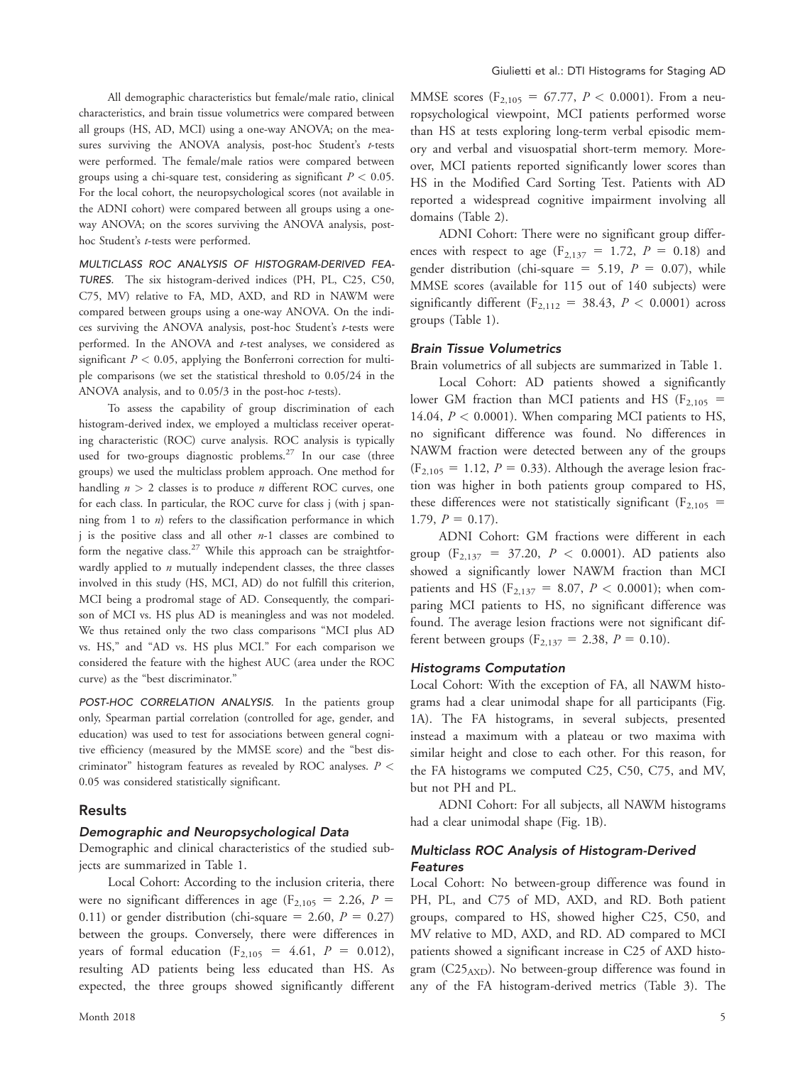All demographic characteristics but female/male ratio, clinical characteristics, and brain tissue volumetrics were compared between all groups (HS, AD, MCI) using a one-way ANOVA; on the measures surviving the ANOVA analysis, post-hoc Student's *t*-tests were performed. The female/male ratios were compared between groups using a chi-square test, considering as significant $P < 0.05$. For the local cohort, the neuropsychological scores (not available in the ADNI cohort) were compared between all groups using a one-way ANOVA; on the scores surviving the ANOVA analysis, post-hoc Student's *t*-tests were performed.

*MULTICLASS ROC ANALYSIS OF HISTOGRAM-DERIVED FEATURES.* The six histogram-derived indices (PH, PL, C25, C50, C75, MV) relative to FA, MD, AXD, and RD in NAWM were compared between groups using a one-way ANOVA. On the indices surviving the ANOVA analysis, post-hoc Student's *t*-tests were performed. In the ANOVA and *t*-test analyses, we considered as significant $P < 0.05$, applying the Bonferroni correction for multiple comparisons (we set the statistical threshold to 0.05/24 in the ANOVA analysis, and to 0.05/3 in the post-hoc *t*-tests).

To assess the capability of group discrimination of each histogram-derived index, we employed a multiclass receiver operating characteristic (ROC) curve analysis. ROC analysis is typically used for two-groups diagnostic problems.[27] In our case (three groups) we used the multiclass problem approach. One method for handling $n > 2$ classes is to produce $n$ different ROC curves, one for each class. In particular, the ROC curve for class j (with j spanning from 1 to $n$) refers to the classification performance in which j is the positive class and all other $n$-1 classes are combined to form the negative class.[27] While this approach can be straightforwardly applied to $n$ mutually independent classes, the three classes involved in this study (HS, MCI, AD) do not fulfill this criterion, MCI being a prodromal stage of AD. Consequently, the comparison of MCI vs. HS plus AD is meaningless and was not modeled. We thus retained only the two class comparisons "MCI plus AD vs. HS," and "AD vs. HS plus MCI." For each comparison we considered the feature with the highest AUC (area under the ROC curve) as the "best discriminator."

*POST-HOC CORRELATION ANALYSIS.* In the patients group only, Spearman partial correlation (controlled for age, gender, and education) was used to test for associations between general cognitive efficiency (measured by the MMSE score) and the "best discriminator" histogram features as revealed by ROC analyses. $P < 0.05$ was considered statistically significant.

## Results

### Demographic and Neuropsychological Data

Demographic and clinical characteristics of the studied subjects are summarized in Table 1.

Local Cohort: According to the inclusion criteria, there were no significant differences in age ($F_{2,105} = 2.26$, $P = 0.11$) or gender distribution (chi-square = 2.60, $P = 0.27$) between the groups. Conversely, there were differences in years of formal education ($F_{2,105} = 4.61$, $P = 0.012$), resulting AD patients being less educated than HS. As expected, the three groups showed significantly different MMSE scores ($F_{2,105} = 67.77$, $P < 0.0001$). From a neuropsychological viewpoint, MCI patients performed worse than HS at tests exploring long-term verbal episodic memory and verbal and visuospatial short-term memory. Moreover, MCI patients reported significantly lower scores than HS in the Modified Card Sorting Test. Patients with AD reported a widespread cognitive impairment involving all domains (Table 2).

ADNI Cohort: There were no significant group differences with respect to age ($F_{2,137} = 1.72$, $P = 0.18$) and gender distribution (chi-square = 5.19, $P = 0.07$), while MMSE scores (available for 115 out of 140 subjects) were significantly different ($F_{2,112} = 38.43$, $P < 0.0001$) across groups (Table 1).

### Brain Tissue Volumetrics

Brain volumetrics of all subjects are summarized in Table 1.

Local Cohort: AD patients showed a significantly lower GM fraction than MCI patients and HS ($F_{2,105} = 14.04$, $P < 0.0001$). When comparing MCI patients to HS, no significant difference was found. No differences in NAWM fraction were detected between any of the groups ($F_{2,105} = 1.12$, $P = 0.33$). Although the average lesion fraction was higher in both patients group compared to HS, these differences were not statistically significant ($F_{2,105} = 1.79$, $P = 0.17$).

ADNI Cohort: GM fractions were different in each group ($F_{2,137} = 37.20$, $P < 0.0001$). AD patients also showed a significantly lower NAWM fraction than MCI patients and HS ($F_{2,137} = 8.07$, $P < 0.0001$); when comparing MCI patients to HS, no significant difference was found. The average lesion fractions were not significant different between groups ($F_{2,137} = 2.38$, $P = 0.10$).

### Histograms Computation

Local Cohort: With the exception of FA, all NAWM histograms had a clear unimodal shape for all participants (Fig. 1A). The FA histograms, in several subjects, presented instead a maximum with a plateau or two maxima with similar height and close to each other. For this reason, for the FA histograms we computed C25, C50, C75, and MV, but not PH and PL.

ADNI Cohort: For all subjects, all NAWM histograms had a clear unimodal shape (Fig. 1B).

### Multiclass ROC Analysis of Histogram-Derived Features

Local Cohort: No between-group difference was found in PH, PL, and C75 of MD, AXD, and RD. Both patient groups, compared to HS, showed higher C25, C50, and MV relative to MD, AXD, and RD. AD compared to MCI patients showed a significant increase in C25 of AXD histogram ($C25_{AXD}$). No between-group difference was found in any of the FA histogram-derived metrics (Table 3). The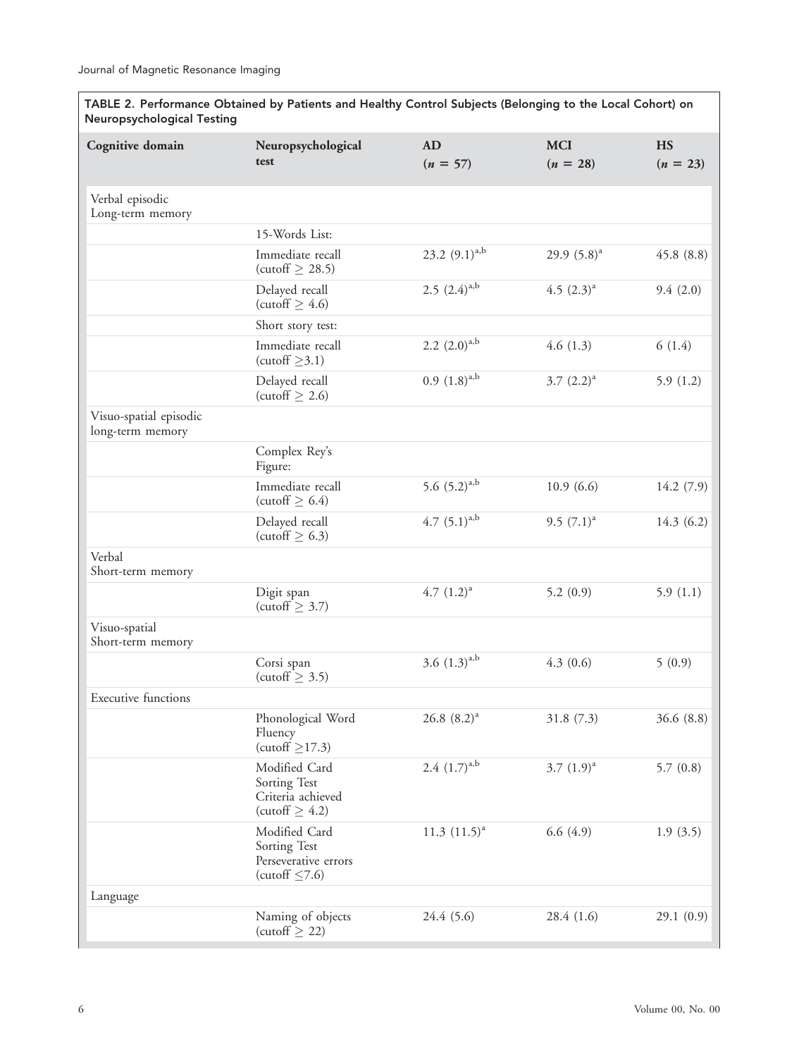TABLE 2. Performance Obtained by Patients and Healthy Control Subjects (Belonging to the Local Cohort) on Neuropsychological Testing

| Cognitive domain | Neuropsychological test | AD ($n$ = 57) | MCI ($n$ = 28) | HS ($n$ = 23) |
|---|---|---|---|---|
| Verbal episodic Long-term memory | | | | |
| | 15-Words List: | | | |
| | Immediate recall (cutoff ≥ 28.5) | 23.2 (9.1)[a,b] | 29.9 (5.8)[a] | 45.8 (8.8) |
| | Delayed recall (cutoff ≥ 4.6) | 2.5 (2.4)[a,b] | 4.5 (2.3)[a] | 9.4 (2.0) |
| | Short story test: | | | |
| | Immediate recall (cutoff ≥3.1) | 2.2 (2.0)[a,b] | 4.6 (1.3) | 6 (1.4) |
| | Delayed recall (cutoff ≥ 2.6) | 0.9 (1.8)[a,b] | 3.7 (2.2)[a] | 5.9 (1.2) |
| Visuo-spatial episodic long-term memory | | | | |
| | Complex Rey's Figure: | | | |
| | Immediate recall (cutoff ≥ 6.4) | 5.6 (5.2)[a,b] | 10.9 (6.6) | 14.2 (7.9) |
| | Delayed recall (cutoff ≥ 6.3) | 4.7 (5.1)[a,b] | 9.5 (7.1)[a] | 14.3 (6.2) |
| Verbal Short-term memory | | | | |
| | Digit span (cutoff ≥ 3.7) | 4.7 (1.2)[a] | 5.2 (0.9) | 5.9 (1.1) |
| Visuo-spatial Short-term memory | | | | |
| | Corsi span (cutoff ≥ 3.5) | 3.6 (1.3)[a,b] | 4.3 (0.6) | 5 (0.9) |
| Executive functions | | | | |
| | Phonological Word Fluency (cutoff ≥17.3) | 26.8 (8.2)[a] | 31.8 (7.3) | 36.6 (8.8) |
| | Modified Card Sorting Test Criteria achieved (cutoff ≥ 4.2) | 2.4 (1.7)[a,b] | 3.7 (1.9)[a] | 5.7 (0.8) |
| | Modified Card Sorting Test Perseverative errors (cutoff ≤7.6) | 11.3 (11.5)[a] | 6.6 (4.9) | 1.9 (3.5) |
| Language | | | | |
| | Naming of objects (cutoff ≥ 22) | 24.4 (5.6) | 28.4 (1.6) | 29.1 (0.9) |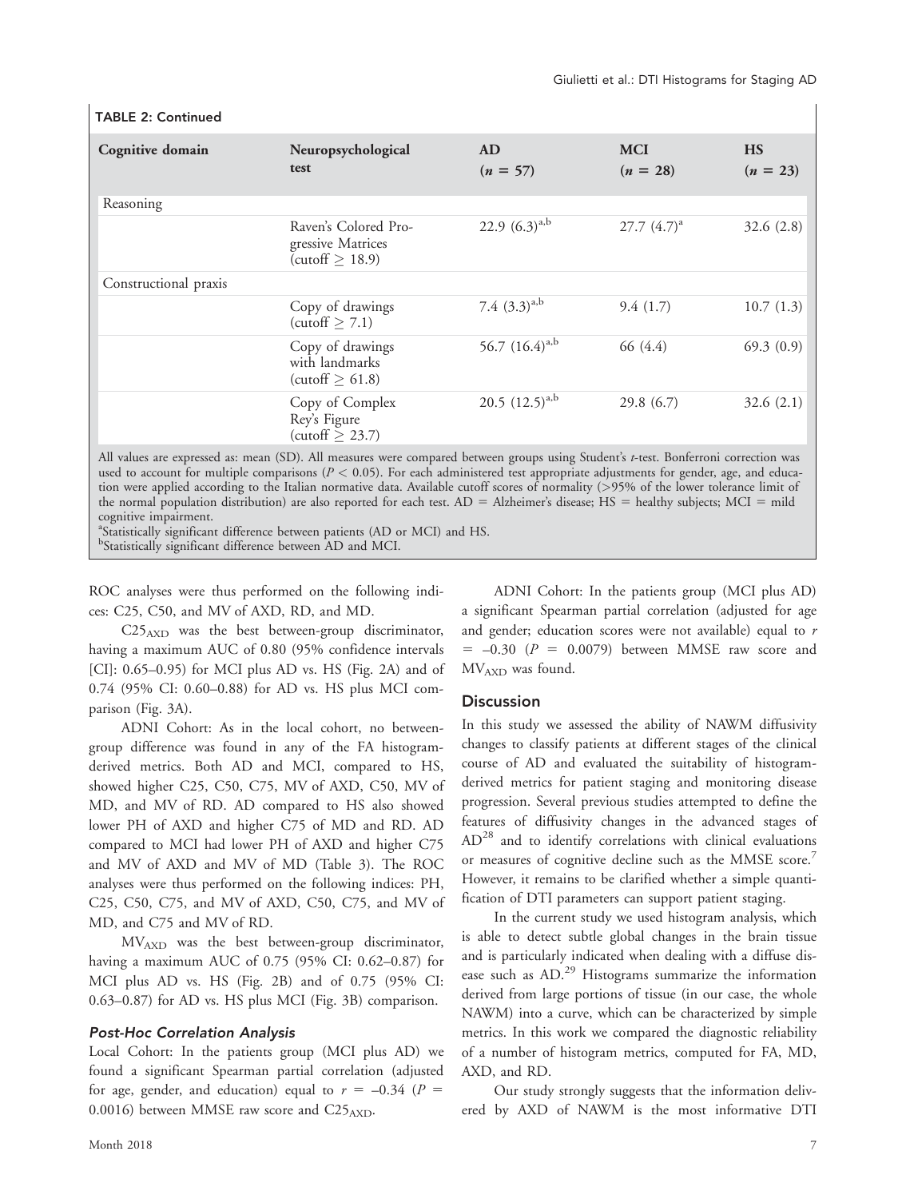**TABLE 2: Continued**

| Cognitive domain | Neuropsychological test | AD ($n$ = 57) | MCI ($n$ = 28) | HS ($n$ = 23) |
|---|---|---|---|---|
| Reasoning | | | | |
| | Raven's Colored Progressive Matrices (cutoff ≥ 18.9) | 22.9 (6.3)[a,b] | 27.7 (4.7)[a] | 32.6 (2.8) |
| Constructional praxis | | | | |
| | Copy of drawings (cutoff ≥ 7.1) | 7.4 (3.3)[a,b] | 9.4 (1.7) | 10.7 (1.3) |
| | Copy of drawings with landmarks (cutoff ≥ 61.8) | 56.7 (16.4)[a,b] | 66 (4.4) | 69.3 (0.9) |
| | Copy of Complex Rey's Figure (cutoff ≥ 23.7) | 20.5 (12.5)[a,b] | 29.8 (6.7) | 32.6 (2.1) |

All values are expressed as: mean (SD). All measures were compared between groups using Student's $t$-test. Bonferroni correction was used to account for multiple comparisons ($P < 0.05$). For each administered test appropriate adjustments for gender, age, and education were applied according to the Italian normative data. Available cutoff scores of normality (>95% of the lower tolerance limit of the normal population distribution) are also reported for each test. AD = Alzheimer's disease; HS = healthy subjects; MCI = mild cognitive impairment.

[a]Statistically significant difference between patients (AD or MCI) and HS.

[b]Statistically significant difference between AD and MCI.

ROC analyses were thus performed on the following indices: C25, C50, and MV of AXD, RD, and MD.

$C25_{AXD}$ was the best between-group discriminator, having a maximum AUC of 0.80 (95% confidence intervals [CI]: 0.65–0.95) for MCI plus AD vs. HS (Fig. 2A) and of 0.74 (95% CI: 0.60–0.88) for AD vs. HS plus MCI comparison (Fig. 3A).

ADNI Cohort: As in the local cohort, no between-group difference was found in any of the FA histogram-derived metrics. Both AD and MCI, compared to HS, showed higher C25, C50, C75, MV of AXD, C50, MV of MD, and MV of RD. AD compared to HS also showed lower PH of AXD and higher C75 of MD and RD. AD compared to MCI had lower PH of AXD and higher C75 and MV of AXD and MV of MD (Table 3). The ROC analyses were thus performed on the following indices: PH, C25, C50, C75, and MV of AXD, C50, C75, and MV of MD, and C75 and MV of RD.

$MV_{AXD}$ was the best between-group discriminator, having a maximum AUC of 0.75 (95% CI: 0.62–0.87) for MCI plus AD vs. HS (Fig. 2B) and of 0.75 (95% CI: 0.63–0.87) for AD vs. HS plus MCI (Fig. 3B) comparison.

#### *Post-Hoc Correlation Analysis*

Local Cohort: In the patients group (MCI plus AD) we found a significant Spearman partial correlation (adjusted for age, gender, and education) equal to $r$ = –0.34 ($P$ = 0.0016) between MMSE raw score and $C25_{AXD}$.

ADNI Cohort: In the patients group (MCI plus AD) a significant Spearman partial correlation (adjusted for age and gender; education scores were not available) equal to $r$ = –0.30 ($P$ = 0.0079) between MMSE raw score and $MV_{AXD}$ was found.

### Discussion

In this study we assessed the ability of NAWM diffusivity changes to classify patients at different stages of the clinical course of AD and evaluated the suitability of histogram-derived metrics for patient staging and monitoring disease progression. Several previous studies attempted to define the features of diffusivity changes in the advanced stages of AD[28] and to identify correlations with clinical evaluations or measures of cognitive decline such as the MMSE score.[7] However, it remains to be clarified whether a simple quantification of DTI parameters can support patient staging.

In the current study we used histogram analysis, which is able to detect subtle global changes in the brain tissue and is particularly indicated when dealing with a diffuse disease such as AD.[29] Histograms summarize the information derived from large portions of tissue (in our case, the whole NAWM) into a curve, which can be characterized by simple metrics. In this work we compared the diagnostic reliability of a number of histogram metrics, computed for FA, MD, AXD, and RD.

Our study strongly suggests that the information delivered by AXD of NAWM is the most informative DTI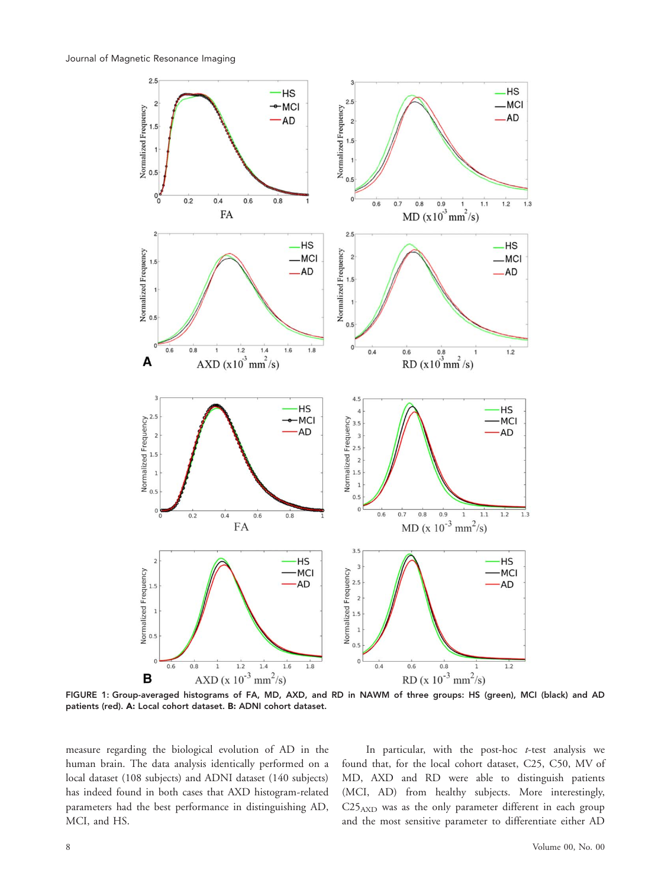FIGURE 1: Group-averaged histograms of FA, MD, AXD, and RD in NAWM of three groups: HS (green), MCI (black) and AD patients (red). A: Local cohort dataset. B: ADNI cohort dataset.

measure regarding the biological evolution of AD in the human brain. The data analysis identically performed on a local dataset (108 subjects) and ADNI dataset (140 subjects) has indeed found in both cases that AXD histogram-related parameters had the best performance in distinguishing AD, MCI, and HS.

In particular, with the post-hoc *t*-test analysis we found that, for the local cohort dataset, C25, C50, MV of MD, AXD and RD were able to distinguish patients (MCI, AD) from healthy subjects. More interestingly, $C25_{AXD}$ was as the only parameter different in each group and the most sensitive parameter to differentiate either AD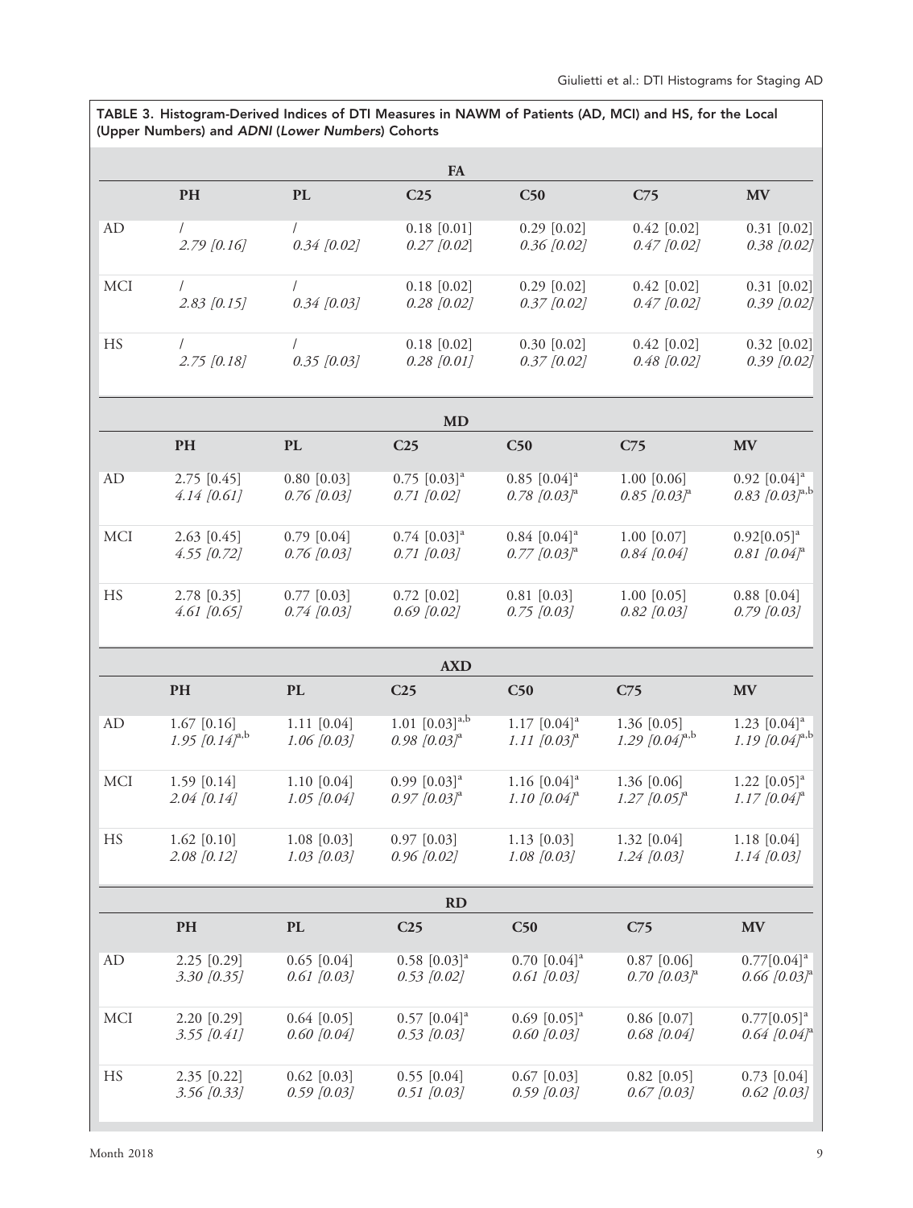TABLE 3. Histogram-Derived Indices of DTI Measures in NAWM of Patients (AD, MCI) and HS, for the Local (Upper Numbers) and *ADNI* (*Lower Numbers*) Cohorts

| | PH | PL | C25 | C50 | C75 | MV |
|---|---|---|---|---|---|---|
| **FA** | | | | | | |
| AD | / | / | 0.18 [0.01] | 0.29 [0.02] | 0.42 [0.02] | 0.31 [0.02] |
| | *2.79 [0.16]* | *0.34 [0.02]* | *0.27 [0.02]* | *0.36 [0.02]* | *0.47 [0.02]* | *0.38 [0.02]* |
| MCI | / | / | 0.18 [0.02] | 0.29 [0.02] | 0.42 [0.02] | 0.31 [0.02] |
| | *2.83 [0.15]* | *0.34 [0.03]* | *0.28 [0.02]* | *0.37 [0.02]* | *0.47 [0.02]* | *0.39 [0.02]* |
| HS | / | / | 0.18 [0.02] | 0.30 [0.02] | 0.42 [0.02] | 0.32 [0.02] |
| | *2.75 [0.18]* | *0.35 [0.03]* | *0.28 [0.01]* | *0.37 [0.02]* | *0.48 [0.02]* | *0.39 [0.02]* |
| **MD** | | | | | | |
| AD | 2.75 [0.45] | 0.80 [0.03] | 0.75 [0.03][a] | 0.85 [0.04][a] | 1.00 [0.06] | 0.92 [0.04][a] |
| | *4.14 [0.61]* | *0.76 [0.03]* | *0.71 [0.02]* | *0.78 [0.03]*[a] | *0.85 [0.03]*[a] | *0.83 [0.03]*[a,b] |
| MCI | 2.63 [0.45] | 0.79 [0.04] | 0.74 [0.03][a] | 0.84 [0.04][a] | 1.00 [0.07] | 0.92[0.05][a] |
| | *4.55 [0.72]* | *0.76 [0.03]* | *0.71 [0.03]* | *0.77 [0.03]*[a] | *0.84 [0.04]* | *0.81 [0.04]*[a] |
| HS | 2.78 [0.35] | 0.77 [0.03] | 0.72 [0.02] | 0.81 [0.03] | 1.00 [0.05] | 0.88 [0.04] |
| | *4.61 [0.65]* | *0.74 [0.03]* | *0.69 [0.02]* | *0.75 [0.03]* | *0.82 [0.03]* | *0.79 [0.03]* |
| **AXD** | | | | | | |
| AD | 1.67 [0.16] | 1.11 [0.04] | 1.01 [0.03][a,b] | 1.17 [0.04][a] | 1.36 [0.05] | 1.23 [0.04][a] |
| | *1.95 [0.14]*[a,b] | *1.06 [0.03]* | *0.98 [0.03]*[a] | *1.11 [0.03]*[a] | *1.29 [0.04]*[a,b] | *1.19 [0.04]*[a,b] |
| MCI | 1.59 [0.14] | 1.10 [0.04] | 0.99 [0.03][a] | 1.16 [0.04][a] | 1.36 [0.06] | 1.22 [0.05][a] |
| | *2.04 [0.14]* | *1.05 [0.04]* | *0.97 [0.03]*[a] | *1.10 [0.04]*[a] | *1.27 [0.05]*[a] | *1.17 [0.04]*[a] |
| HS | 1.62 [0.10] | 1.08 [0.03] | 0.97 [0.03] | 1.13 [0.03] | 1.32 [0.04] | 1.18 [0.04] |
| | *2.08 [0.12]* | *1.03 [0.03]* | *0.96 [0.02]* | *1.08 [0.03]* | *1.24 [0.03]* | *1.14 [0.03]* |
| **RD** | | | | | | |
| AD | 2.25 [0.29] | 0.65 [0.04] | 0.58 [0.03][a] | 0.70 [0.04][a] | 0.87 [0.06] | 0.77[0.04][a] |
| | *3.30 [0.35]* | *0.61 [0.03]* | *0.53 [0.02]* | *0.61 [0.03]* | *0.70 [0.03]*[a] | *0.66 [0.03]*[a] |
| MCI | 2.20 [0.29] | 0.64 [0.05] | 0.57 [0.04][a] | 0.69 [0.05][a] | 0.86 [0.07] | 0.77[0.05][a] |
| | *3.55 [0.41]* | *0.60 [0.04]* | *0.53 [0.03]* | *0.60 [0.03]* | *0.68 [0.04]* | *0.64 [0.04]*[a] |
| HS | 2.35 [0.22] | 0.62 [0.03] | 0.55 [0.04] | 0.67 [0.03] | 0.82 [0.05] | 0.73 [0.04] |
| | *3.56 [0.33]* | *0.59 [0.03]* | *0.51 [0.03]* | *0.59 [0.03]* | *0.67 [0.03]* | *0.62 [0.03]* |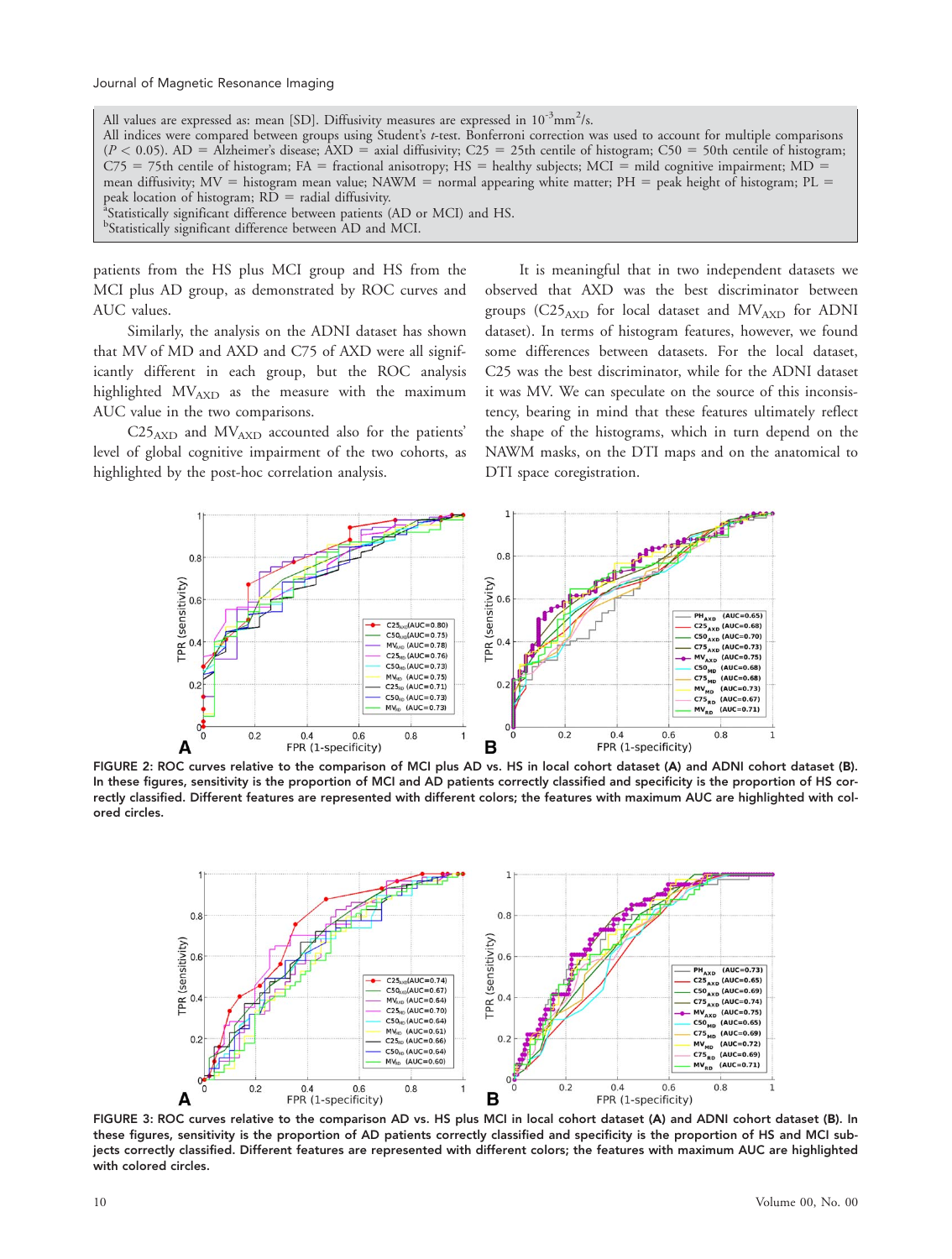All values are expressed as: mean [SD]. Diffusivity measures are expressed in $10^{-3}$mm$^2$/s.
All indices were compared between groups using Student's *t*-test. Bonferroni correction was used to account for multiple comparisons ($P < 0.05$). AD = Alzheimer's disease; AXD = axial diffusivity; C25 = 25th centile of histogram; C50 = 50th centile of histogram; C75 = 75th centile of histogram; FA = fractional anisotropy; HS = healthy subjects; MCI = mild cognitive impairment; MD = mean diffusivity; MV = histogram mean value; NAWM = normal appearing white matter; PH = peak height of histogram; PL = peak location of histogram; RD = radial diffusivity.
[a]Statistically significant difference between patients (AD or MCI) and HS.
[b]Statistically significant difference between AD and MCI.

patients from the HS plus MCI group and HS from the MCI plus AD group, as demonstrated by ROC curves and AUC values.

Similarly, the analysis on the ADNI dataset has shown that MV of MD and AXD and C75 of AXD were all significantly different in each group, but the ROC analysis highlighted $MV_{AXD}$ as the measure with the maximum AUC value in the two comparisons.

$C25_{AXD}$ and $MV_{AXD}$ accounted also for the patients' level of global cognitive impairment of the two cohorts, as highlighted by the post-hoc correlation analysis.

It is meaningful that in two independent datasets we observed that AXD was the best discriminator between groups ($C25_{AXD}$ for local dataset and $MV_{AXD}$ for ADNI dataset). In terms of histogram features, however, we found some differences between datasets. For the local dataset, C25 was the best discriminator, while for the ADNI dataset it was MV. We can speculate on the source of this inconsistency, bearing in mind that these features ultimately reflect the shape of the histograms, which in turn depend on the NAWM masks, on the DTI maps and on the anatomical to DTI space coregistration.

**FIGURE 2:** ROC curves relative to the comparison of MCI plus AD vs. HS in local cohort dataset (A) and ADNI cohort dataset (B). In these figures, sensitivity is the proportion of MCI and AD patients correctly classified and specificity is the proportion of HS correctly classified. Different features are represented with different colors; the features with maximum AUC are highlighted with colored circles.

**FIGURE 3:** ROC curves relative to the comparison AD vs. HS plus MCI in local cohort dataset (A) and ADNI cohort dataset (B). In these figures, sensitivity is the proportion of AD patients correctly classified and specificity is the proportion of HS and MCI subjects correctly classified. Different features are represented with different colors; the features with maximum AUC are highlighted with colored circles.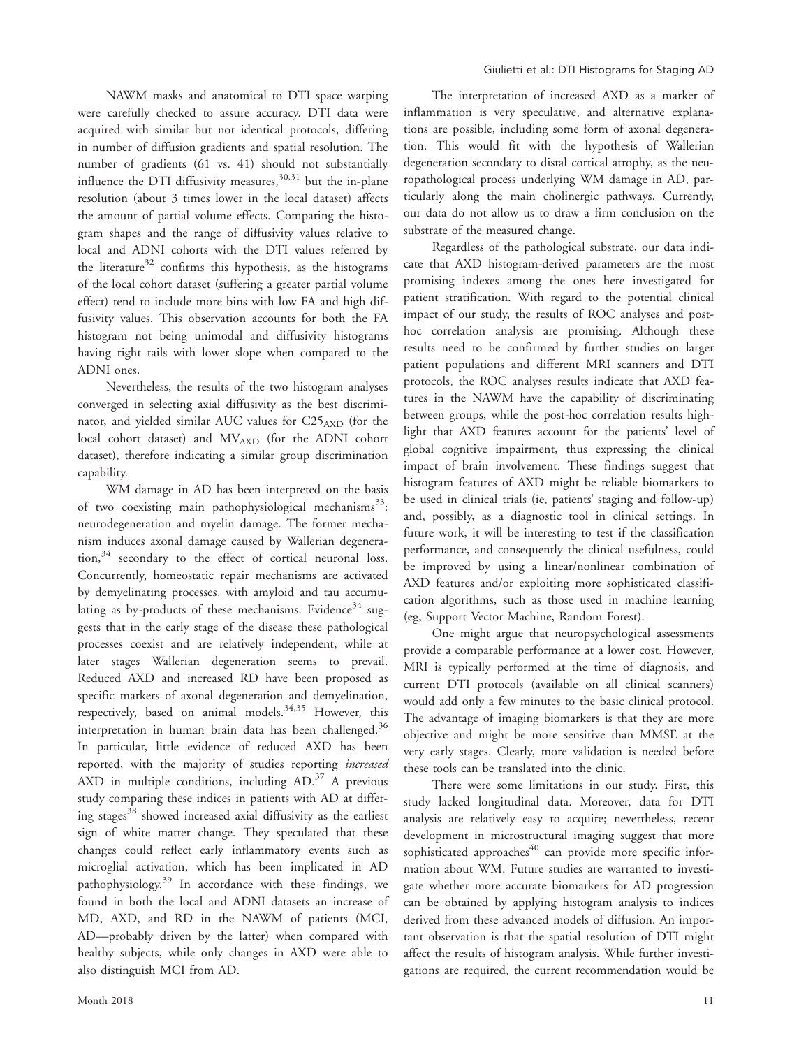NAWM masks and anatomical to DTI space warping were carefully checked to assure accuracy. DTI data were acquired with similar but not identical protocols, differing in number of diffusion gradients and spatial resolution. The number of gradients (61 vs. 41) should not substantially influence the DTI diffusivity measures,[30,31] but the in-plane resolution (about 3 times lower in the local dataset) affects the amount of partial volume effects. Comparing the histogram shapes and the range of diffusivity values relative to local and ADNI cohorts with the DTI values referred by the literature[32] confirms this hypothesis, as the histograms of the local cohort dataset (suffering a greater partial volume effect) tend to include more bins with low FA and high diffusivity values. This observation accounts for both the FA histogram not being unimodal and diffusivity histograms having right tails with lower slope when compared to the ADNI ones.

Nevertheless, the results of the two histogram analyses converged in selecting axial diffusivity as the best discriminator, and yielded similar AUC values for $C25_{AXD}$ (for the local cohort dataset) and $MV_{AXD}$ (for the ADNI cohort dataset), therefore indicating a similar group discrimination capability.

WM damage in AD has been interpreted on the basis of two coexisting main pathophysiological mechanisms[33]: neurodegeneration and myelin damage. The former mechanism induces axonal damage caused by Wallerian degeneration,[34] secondary to the effect of cortical neuronal loss. Concurrently, homeostatic repair mechanisms are activated by demyelinating processes, with amyloid and tau accumulating as by-products of these mechanisms. Evidence[34] suggests that in the early stage of the disease these pathological processes coexist and are relatively independent, while at later stages Wallerian degeneration seems to prevail. Reduced AXD and increased RD have been proposed as specific markers of axonal degeneration and demyelination, respectively, based on animal models.[34,35] However, this interpretation in human brain data has been challenged.[36] In particular, little evidence of reduced AXD has been reported, with the majority of studies reporting *increased* AXD in multiple conditions, including AD.[37] A previous study comparing these indices in patients with AD at differing stages[38] showed increased axial diffusivity as the earliest sign of white matter change. They speculated that these changes could reflect early inflammatory events such as microglial activation, which has been implicated in AD pathophysiology.[39] In accordance with these findings, we found in both the local and ADNI datasets an increase of MD, AXD, and RD in the NAWM of patients (MCI, AD—probably driven by the latter) when compared with healthy subjects, while only changes in AXD were able to also distinguish MCI from AD.

The interpretation of increased AXD as a marker of inflammation is very speculative, and alternative explanations are possible, including some form of axonal degeneration. This would fit with the hypothesis of Wallerian degeneration secondary to distal cortical atrophy, as the neuropathological process underlying WM damage in AD, particularly along the main cholinergic pathways. Currently, our data do not allow us to draw a firm conclusion on the substrate of the measured change.

Regardless of the pathological substrate, our data indicate that AXD histogram-derived parameters are the most promising indexes among the ones here investigated for patient stratification. With regard to the potential clinical impact of our study, the results of ROC analyses and post-hoc correlation analysis are promising. Although these results need to be confirmed by further studies on larger patient populations and different MRI scanners and DTI protocols, the ROC analyses results indicate that AXD features in the NAWM have the capability of discriminating between groups, while the post-hoc correlation results highlight that AXD features account for the patients' level of global cognitive impairment, thus expressing the clinical impact of brain involvement. These findings suggest that histogram features of AXD might be reliable biomarkers to be used in clinical trials (ie, patients' staging and follow-up) and, possibly, as a diagnostic tool in clinical settings. In future work, it will be interesting to test if the classification performance, and consequently the clinical usefulness, could be improved by using a linear/nonlinear combination of AXD features and/or exploiting more sophisticated classification algorithms, such as those used in machine learning (eg, Support Vector Machine, Random Forest).

One might argue that neuropsychological assessments provide a comparable performance at a lower cost. However, MRI is typically performed at the time of diagnosis, and current DTI protocols (available on all clinical scanners) would add only a few minutes to the basic clinical protocol. The advantage of imaging biomarkers is that they are more objective and might be more sensitive than MMSE at the very early stages. Clearly, more validation is needed before these tools can be translated into the clinic.

There were some limitations in our study. First, this study lacked longitudinal data. Moreover, data for DTI analysis are relatively easy to acquire; nevertheless, recent development in microstructural imaging suggest that more sophisticated approaches[40] can provide more specific information about WM. Future studies are warranted to investigate whether more accurate biomarkers for AD progression can be obtained by applying histogram analysis to indices derived from these advanced models of diffusion. An important observation is that the spatial resolution of DTI might affect the results of histogram analysis. While further investigations are required, the current recommendation would be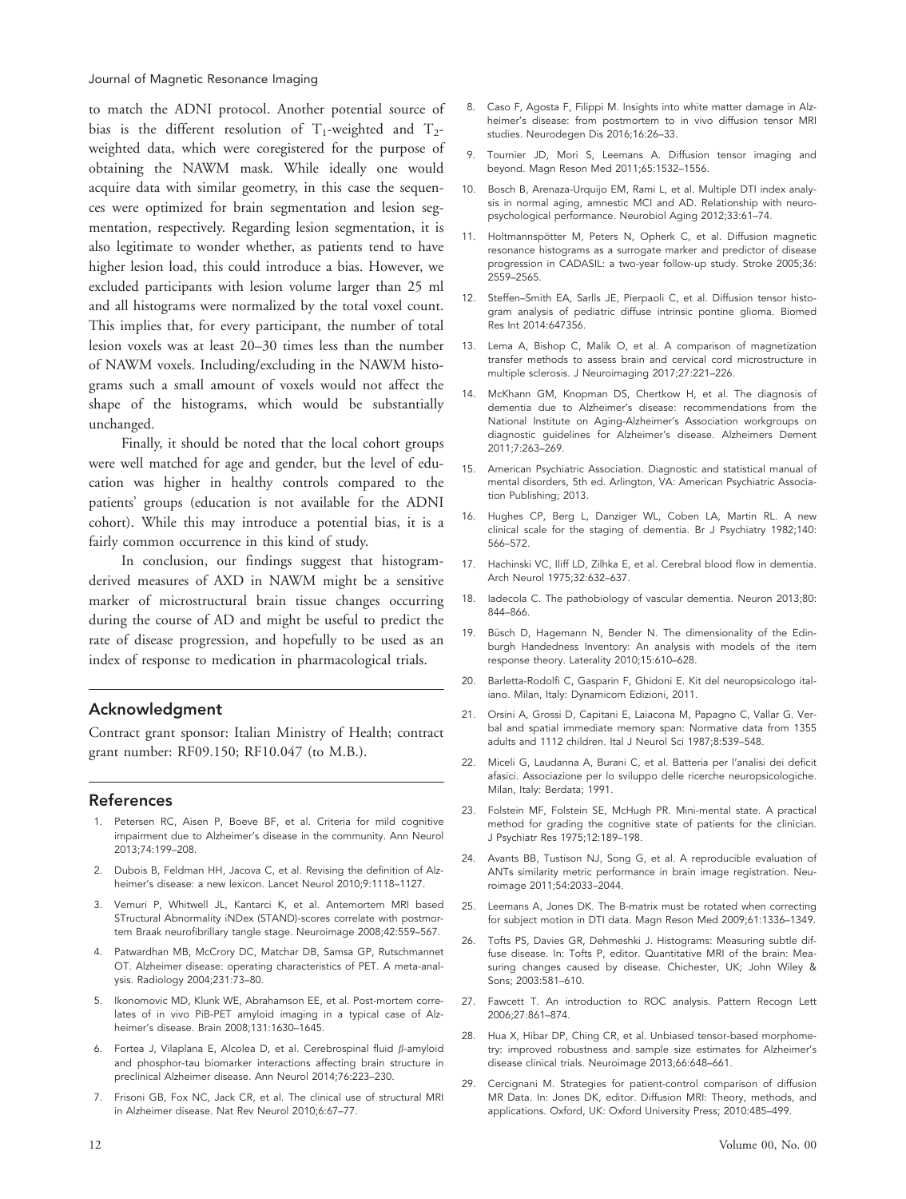to match the ADNI protocol. Another potential source of bias is the different resolution of $T_1$-weighted and $T_2$-weighted data, which were coregistered for the purpose of obtaining the NAWM mask. While ideally one would acquire data with similar geometry, in this case the sequences were optimized for brain segmentation and lesion segmentation, respectively. Regarding lesion segmentation, it is also legitimate to wonder whether, as patients tend to have higher lesion load, this could introduce a bias. However, we excluded participants with lesion volume larger than 25 ml and all histograms were normalized by the total voxel count. This implies that, for every participant, the number of total lesion voxels was at least 20–30 times less than the number of NAWM voxels. Including/excluding in the NAWM histograms such a small amount of voxels would not affect the shape of the histograms, which would be substantially unchanged.

Finally, it should be noted that the local cohort groups were well matched for age and gender, but the level of education was higher in healthy controls compared to the patients' groups (education is not available for the ADNI cohort). While this may introduce a potential bias, it is a fairly common occurrence in this kind of study.

In conclusion, our findings suggest that histogram-derived measures of AXD in NAWM might be a sensitive marker of microstructural brain tissue changes occurring during the course of AD and might be useful to predict the rate of disease progression, and hopefully to be used as an index of response to medication in pharmacological trials.

## Acknowledgment

Contract grant sponsor: Italian Ministry of Health; contract grant number: RF09.150; RF10.047 (to M.B.).

## References

1. Petersen RC, Aisen P, Boeve BF, et al. Criteria for mild cognitive impairment due to Alzheimer's disease in the community. Ann Neurol 2013;74:199–208.
2. Dubois B, Feldman HH, Jacova C, et al. Revising the definition of Alzheimer's disease: a new lexicon. Lancet Neurol 2010;9:1118–1127.
3. Vemuri P, Whitwell JL, Kantarci K, et al. Antemortem MRI based STructural Abnormality iNDex (STAND)-scores correlate with postmortem Braak neurofibrillary tangle stage. Neuroimage 2008;42:559–567.
4. Patwardhan MB, McCrory DC, Matchar DB, Samsa GP, Rutschmannet OT. Alzheimer disease: operating characteristics of PET. A meta-analysis. Radiology 2004;231:73–80.
5. Ikonomovic MD, Klunk WE, Abrahamson EE, et al. Post-mortem correlates of in vivo PiB-PET amyloid imaging in a typical case of Alzheimer's disease. Brain 2008;131:1630–1645.
6. Fortea J, Vilaplana E, Alcolea D, et al. Cerebrospinal fluid $\beta$-amyloid and phosphor-tau biomarker interactions affecting brain structure in preclinical Alzheimer disease. Ann Neurol 2014;76:223–230.
7. Frisoni GB, Fox NC, Jack CR, et al. The clinical use of structural MRI in Alzheimer disease. Nat Rev Neurol 2010;6:67–77.
8. Caso F, Agosta F, Filippi M. Insights into white matter damage in Alzheimer's disease: from postmortem to in vivo diffusion tensor MRI studies. Neurodegen Dis 2016;16:26–33.
9. Tournier JD, Mori S, Leemans A. Diffusion tensor imaging and beyond. Magn Reson Med 2011;65:1532–1556.
10. Bosch B, Arenaza-Urquijo EM, Rami L, et al. Multiple DTI index analysis in normal aging, amnestic MCI and AD. Relationship with neuropsychological performance. Neurobiol Aging 2012;33:61–74.
11. Holtmannspötter M, Peters N, Opherk C, et al. Diffusion magnetic resonance histograms as a surrogate marker and predictor of disease progression in CADASIL: a two-year follow-up study. Stroke 2005;36: 2559–2565.
12. Steffen–Smith EA, Sarlls JE, Pierpaoli C, et al. Diffusion tensor histogram analysis of pediatric diffuse intrinsic pontine glioma. Biomed Res Int 2014:647356.
13. Lema A, Bishop C, Malik O, et al. A comparison of magnetization transfer methods to assess brain and cervical cord microstructure in multiple sclerosis. J Neuroimaging 2017;27:221–226.
14. McKhann GM, Knopman DS, Chertkow H, et al. The diagnosis of dementia due to Alzheimer's disease: recommendations from the National Institute on Aging-Alzheimer's Association workgroups on diagnostic guidelines for Alzheimer's disease. Alzheimers Dement 2011;7:263–269.
15. American Psychiatric Association. Diagnostic and statistical manual of mental disorders, 5th ed. Arlington, VA: American Psychiatric Association Publishing; 2013.
16. Hughes CP, Berg L, Danziger WL, Coben LA, Martin RL. A new clinical scale for the staging of dementia. Br J Psychiatry 1982;140: 566–572.
17. Hachinski VC, Iliff LD, Zilhka E, et al. Cerebral blood flow in dementia. Arch Neurol 1975;32:632–637.
18. Iadecola C. The pathobiology of vascular dementia. Neuron 2013;80: 844–866.
19. Büsch D, Hagemann N, Bender N. The dimensionality of the Edinburgh Handedness Inventory: An analysis with models of the item response theory. Laterality 2010;15:610–628.
20. Barletta-Rodolfi C, Gasparin F, Ghidoni E. Kit del neuropsicologo italiano. Milan, Italy: Dynamicom Edizioni, 2011.
21. Orsini A, Grossi D, Capitani E, Laiacona M, Papagno C, Vallar G. Verbal and spatial immediate memory span: Normative data from 1355 adults and 1112 children. Ital J Neurol Sci 1987;8:539–548.
22. Miceli G, Laudanna A, Burani C, et al. Batteria per l'analisi dei deficit afasici. Associazione per lo sviluppo delle ricerche neuropsicologiche. Milan, Italy: Berdata; 1991.
23. Folstein MF, Folstein SE, McHugh PR. Mini-mental state. A practical method for grading the cognitive state of patients for the clinician. J Psychiatr Res 1975;12:189–198.
24. Avants BB, Tustison NJ, Song G, et al. A reproducible evaluation of ANTs similarity metric performance in brain image registration. Neuroimage 2011;54:2033–2044.
25. Leemans A, Jones DK. The B-matrix must be rotated when correcting for subject motion in DTI data. Magn Reson Med 2009;61:1336–1349.
26. Tofts PS, Davies GR, Dehmeshki J. Histograms: Measuring subtle diffuse disease. In: Tofts P, editor. Quantitative MRI of the brain: Measuring changes caused by disease. Chichester, UK; John Wiley & Sons; 2003:581–610.
27. Fawcett T. An introduction to ROC analysis. Pattern Recogn Lett 2006;27:861–874.
28. Hua X, Hibar DP, Ching CR, et al. Unbiased tensor-based morphometry: improved robustness and sample size estimates for Alzheimer's disease clinical trials. Neuroimage 2013;66:648–661.
29. Cercignani M. Strategies for patient-control comparison of diffusion MR Data. In: Jones DK, editor. Diffusion MRI: Theory, methods, and applications. Oxford, UK: Oxford University Press; 2010:485–499.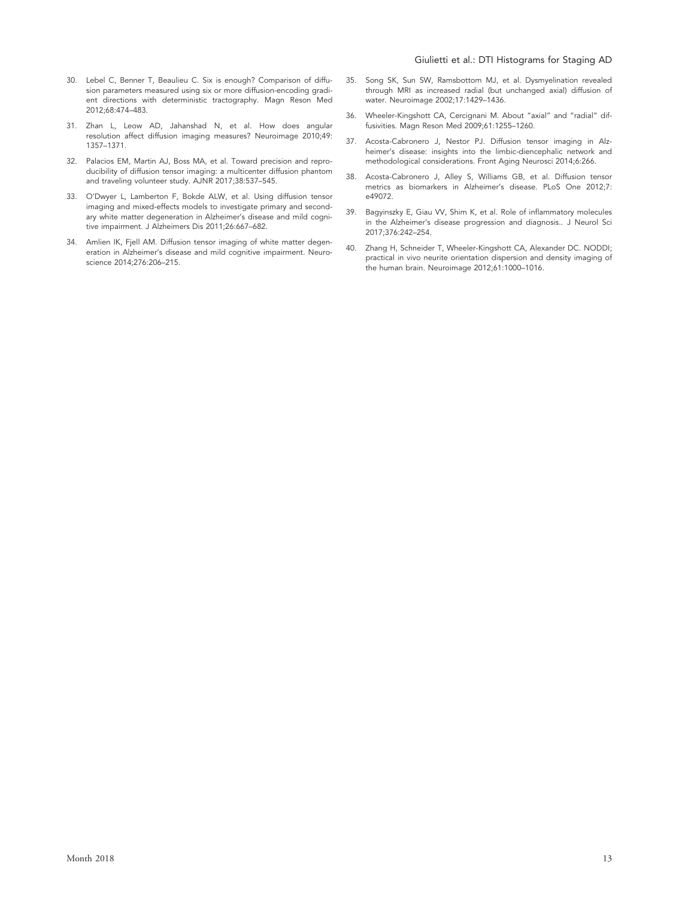30. Lebel C, Benner T, Beaulieu C. Six is enough? Comparison of diffusion parameters measured using six or more diffusion-encoding gradient directions with deterministic tractography. Magn Reson Med 2012;68:474–483.
31. Zhan L, Leow AD, Jahanshad N, et al. How does angular resolution affect diffusion imaging measures? Neuroimage 2010;49: 1357–1371.
32. Palacios EM, Martin AJ, Boss MA, et al. Toward precision and reproducibility of diffusion tensor imaging: a multicenter diffusion phantom and traveling volunteer study. AJNR 2017;38:537–545.
33. O'Dwyer L, Lamberton F, Bokde ALW, et al. Using diffusion tensor imaging and mixed-effects models to investigate primary and secondary white matter degeneration in Alzheimer's disease and mild cognitive impairment. J Alzheimers Dis 2011;26:667–682.
34. Amlien IK, Fjell AM. Diffusion tensor imaging of white matter degeneration in Alzheimer's disease and mild cognitive impairment. Neuroscience 2014;276:206–215.
35. Song SK, Sun SW, Ramsbottom MJ, et al. Dysmyelination revealed through MRI as increased radial (but unchanged axial) diffusion of water. Neuroimage 2002;17:1429–1436.
36. Wheeler-Kingshott CA, Cercignani M. About "axial" and "radial" diffusivities. Magn Reson Med 2009;61:1255–1260.
37. Acosta-Cabronero J, Nestor PJ. Diffusion tensor imaging in Alzheimer's disease: insights into the limbic-diencephalic network and methodological considerations. Front Aging Neurosci 2014;6:266.
38. Acosta-Cabronero J, Alley S, Williams GB, et al. Diffusion tensor metrics as biomarkers in Alzheimer's disease. PLoS One 2012;7: e49072.
39. Bagyinszky E, Giau VV, Shim K, et al. Role of inflammatory molecules in the Alzheimer's disease progression and diagnosis.. J Neurol Sci 2017;376:242–254.
40. Zhang H, Schneider T, Wheeler-Kingshott CA, Alexander DC. NODDI; practical in vivo neurite orientation dispersion and density imaging of the human brain. Neuroimage 2012;61:1000–1016.